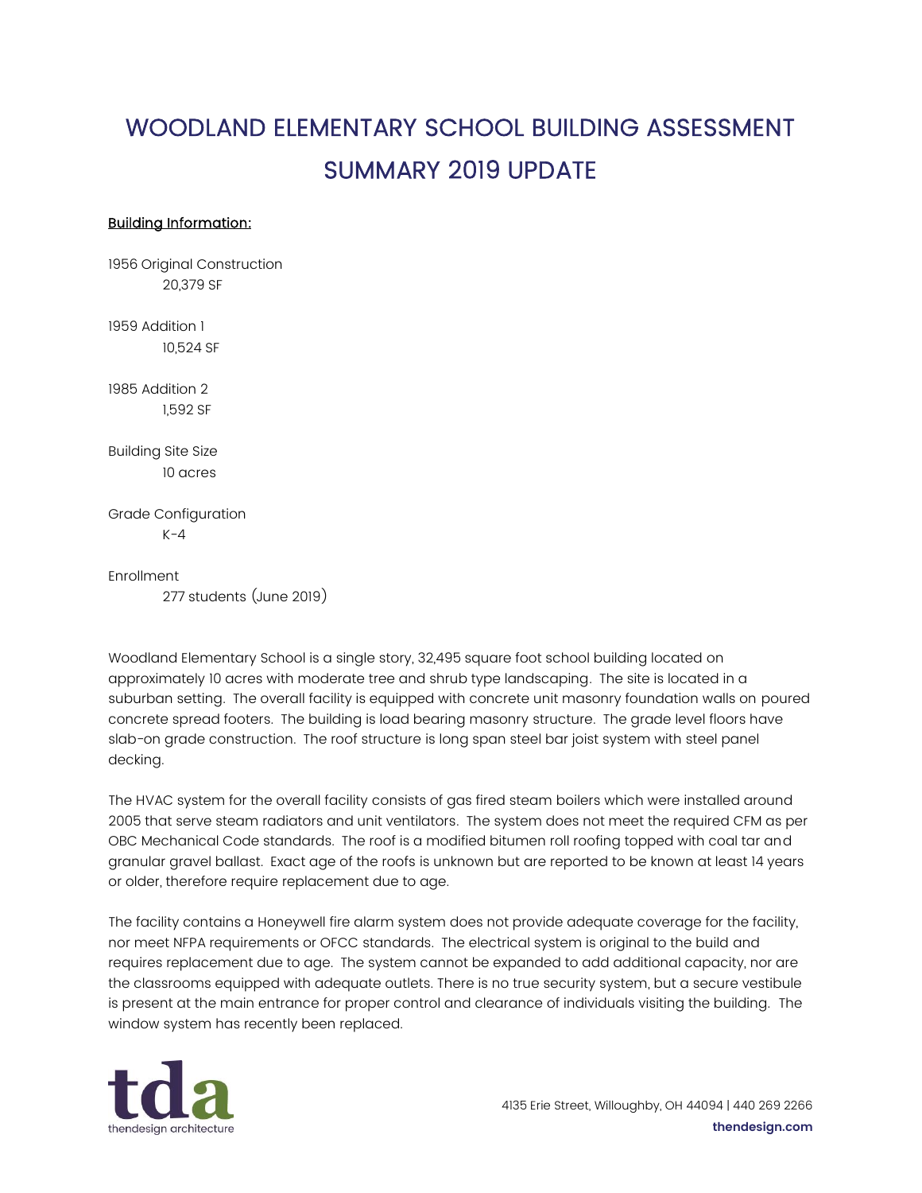# WOODLAND ELEMENTARY SCHOOL BUILDING ASSESSMENT SUMMARY 2019 UPDATE

## Building Information:

1956 Original Construction
 20,379 SF

1959 Addition 1
 10,524 SF

1985 Addition 2
 1,592 SF

Building Site Size
 10 acres

Grade Configuration
 K-4

Enrollment
 277 students (June 2019)

Woodland Elementary School is a single story, 32,495 square foot school building located on approximately 10 acres with moderate tree and shrub type landscaping. The site is located in a suburban setting. The overall facility is equipped with concrete unit masonry foundation walls on poured concrete spread footers. The building is load bearing masonry structure. The grade level floors have slab-on grade construction. The roof structure is long span steel bar joist system with steel panel decking.

The HVAC system for the overall facility consists of gas fired steam boilers which were installed around 2005 that serve steam radiators and unit ventilators. The system does not meet the required CFM as per OBC Mechanical Code standards. The roof is a modified bitumen roll roofing topped with coal tar and granular gravel ballast. Exact age of the roofs is unknown but are reported to be known at least 14 years or older, therefore require replacement due to age.

The facility contains a Honeywell fire alarm system does not provide adequate coverage for the facility, nor meet NFPA requirements or OFCC standards. The electrical system is original to the build and requires replacement due to age. The system cannot be expanded to add additional capacity, nor are the classrooms equipped with adequate outlets. There is no true security system, but a secure vestibule is present at the main entrance for proper control and clearance of individuals visiting the building. The window system has recently been replaced.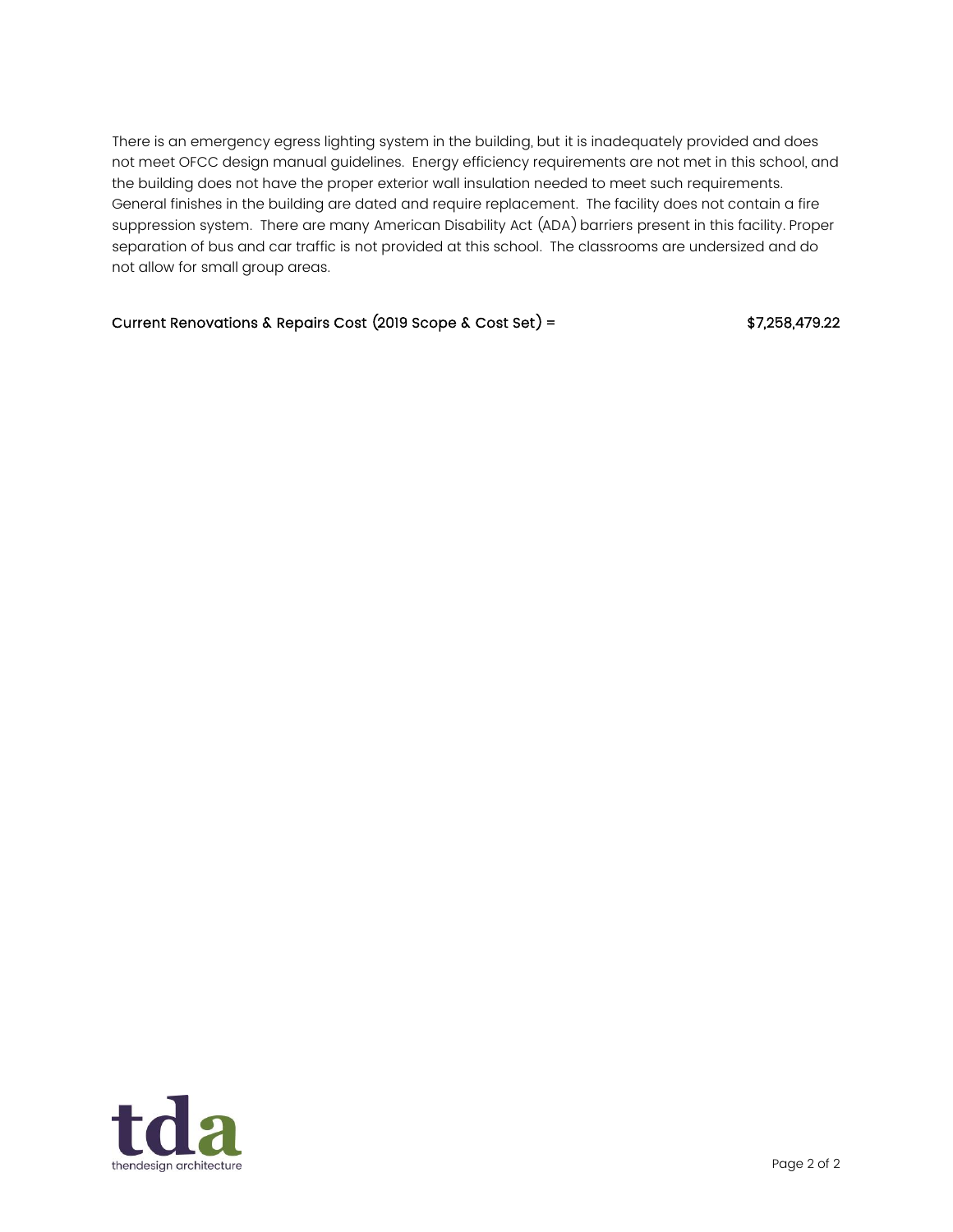There is an emergency egress lighting system in the building, but it is inadequately provided and does not meet OFCC design manual guidelines. Energy efficiency requirements are not met in this school, and the building does not have the proper exterior wall insulation needed to meet such requirements. General finishes in the building are dated and require replacement. The facility does not contain a fire suppression system. There are many American Disability Act (ADA) barriers present in this facility. Proper separation of bus and car traffic is not provided at this school. The classrooms are undersized and do not allow for small group areas.

Current Renovations & Repairs Cost (2019 Scope & Cost Set) = $7,258,479.22

tda
thendesign architecture